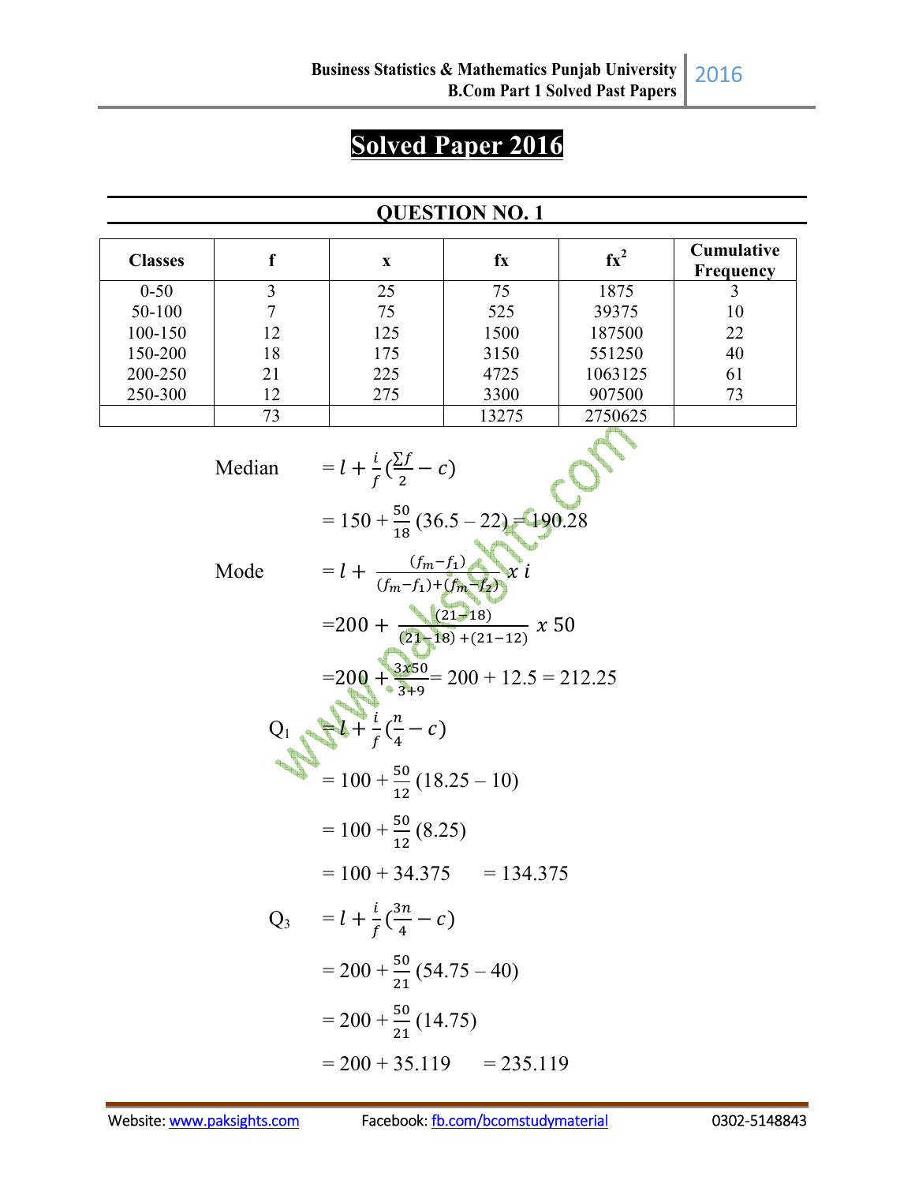# Solved Paper 2016

## QUESTION NO. 1

| Classes | f | x | fx | $fx^2$ | Cumulative Frequency |
|---|---|---|---|---|---|
| 0-50 | 3 | 25 | 75 | 1875 | 3 |
| 50-100 | 7 | 75 | 525 | 39375 | 10 |
| 100-150 | 12 | 125 | 1500 | 187500 | 22 |
| 150-200 | 18 | 175 | 3150 | 551250 | 40 |
| 200-250 | 21 | 225 | 4725 | 1063125 | 61 |
| 250-300 | 12 | 275 | 3300 | 907500 | 73 |
| | 73 | | 13275 | 2750625 | |

Median $= l + \frac{i}{f}(\frac{\sum f}{2} - c)$

$= 150 + \frac{50}{18}(36.5 - 22) = 190.28$

Mode $= l + \frac{(f_m - f_1)}{(f_m - f_1) + (f_m - f_2)} x\ i$

$= 200 + \frac{(21-18)}{(21-18) + (21-12)} x\ 50$

$= 200 + \frac{3x50}{3+9} = 200 + 12.5 = 212.25$

$Q_1$ $= l + \frac{i}{f}(\frac{n}{4} - c)$

$= 100 + \frac{50}{12}(18.25 - 10)$

$= 100 + \frac{50}{12}(8.25)$

$= 100 + 34.375 \quad = 134.375$

$Q_3$ $= l + \frac{i}{f}(\frac{3n}{4} - c)$

$= 200 + \frac{50}{21}(54.75 - 40)$

$= 200 + \frac{50}{21}(14.75)$

$= 200 + 35.119 \quad = 235.119$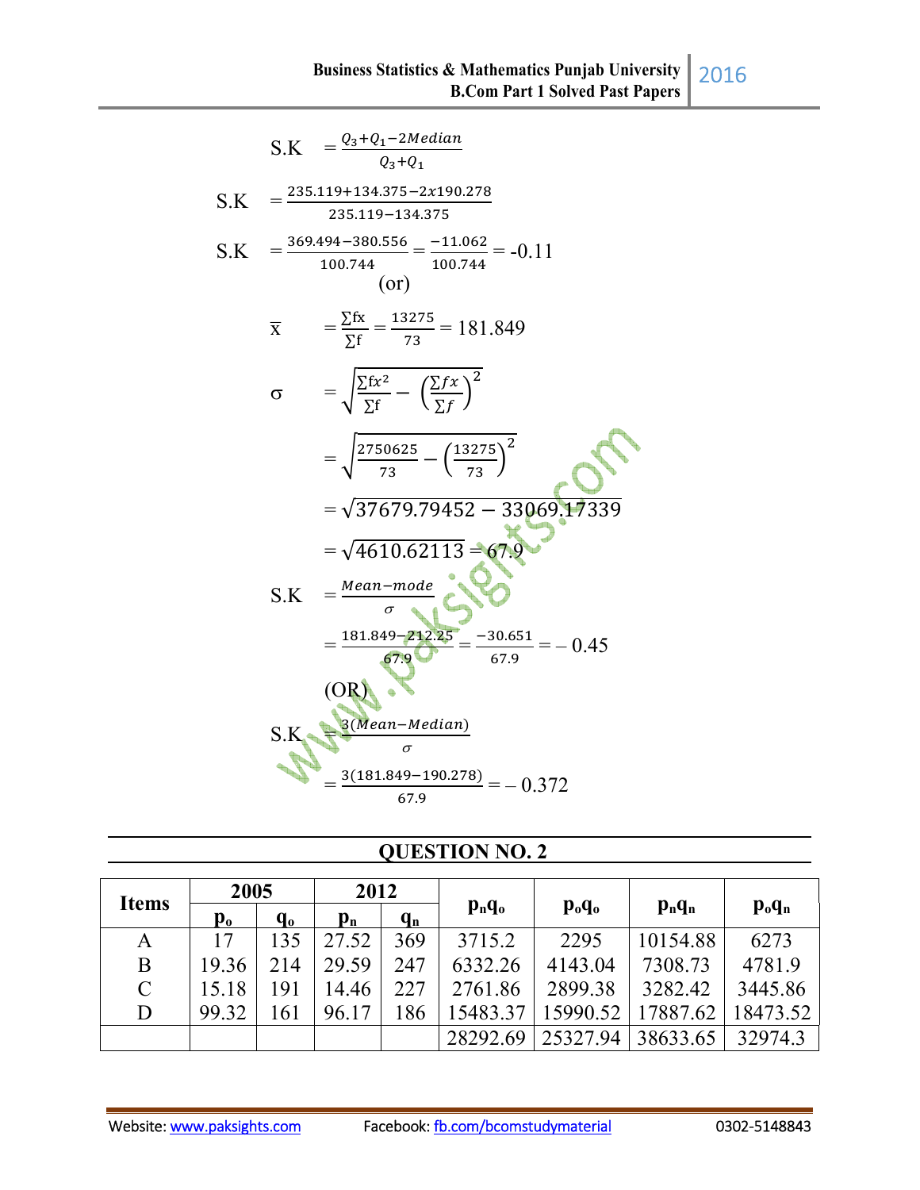$$S.K = \frac{Q_3+Q_1-2Median}{Q_3+Q_1}$$

$$S.K = \frac{235.119+134.375-2x190.278}{235.119-134.375}$$

$$S.K = \frac{369.494-380.556}{100.744} = \frac{-11.062}{100.744} = -0.11$$

(or)

$$\bar{x} = \frac{\sum fx}{\sum f} = \frac{13275}{73} = 181.849$$

$$\sigma = \sqrt{\frac{\sum fx^2}{\sum f} - \left(\frac{\sum fx}{\sum f}\right)^2}$$

$$= \sqrt{\frac{2750625}{73} - \left(\frac{13275}{73}\right)^2}$$

$$= \sqrt{37679.79452 - 33069.17339}$$

$$= \sqrt{4610.62113} = 67.9$$

$$S.K = \frac{Mean-mode}{\sigma}$$

$$= \frac{181.849-212.25}{67.9} = \frac{-30.651}{67.9} = -0.45$$

(OR)

$$S.K = \frac{3(Mean-Median)}{\sigma}$$

$$= \frac{3(181.849-190.278)}{67.9} = -0.372$$

## QUESTION NO. 2

| Items | 2005 | | 2012 | | $p_nq_o$ | $p_oq_o$ | $p_nq_n$ | $p_oq_n$ |
|---|---|---|---|---|---|---|---|---|
| | $p_o$ | $q_o$ | $p_n$ | $q_n$ | | | | |
| A | 17 | 135 | 27.52 | 369 | 3715.2 | 2295 | 10154.88 | 6273 |
| B | 19.36 | 214 | 29.59 | 247 | 6332.26 | 4143.04 | 7308.73 | 4781.9 |
| C | 15.18 | 191 | 14.46 | 227 | 2761.86 | 2899.38 | 3282.42 | 3445.86 |
| D | 99.32 | 161 | 96.17 | 186 | 15483.37 | 15990.52 | 17887.62 | 18473.52 |
| | | | | | 28292.69 | 25327.94 | 38633.65 | 32974.3 |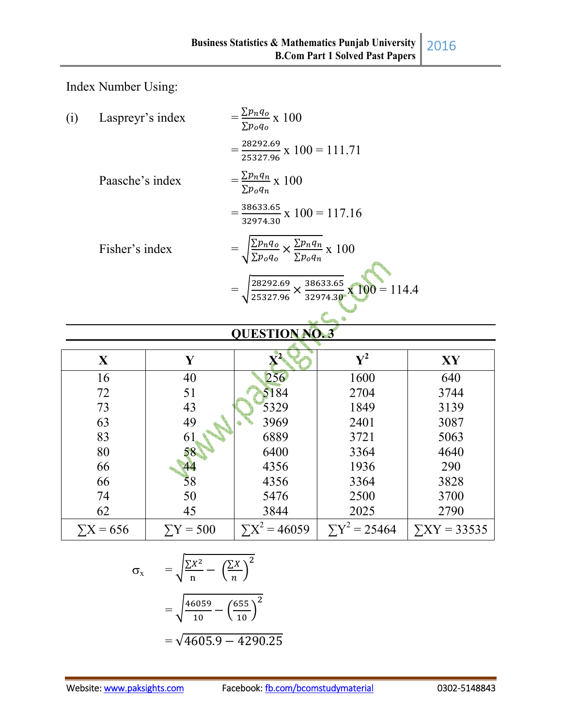Index Number Using:

(i) Laspreyr's index $= \frac{\sum p_n q_o}{\sum p_o q_o} \times 100$

$= \frac{28292.69}{25327.96} \times 100 = 111.71$

Paasche's index $= \frac{\sum p_n q_n}{\sum p_o q_n} \times 100$

$= \frac{38633.65}{32974.30} \times 100 = 117.16$

Fisher's index $= \sqrt{\frac{\sum p_n q_o}{\sum p_o q_o} \times \frac{\sum p_n q_n}{\sum p_o q_n}} \times 100$

$= \sqrt{\frac{28292.69}{25327.96} \times \frac{38633.65}{32974.30}} \times 100 = 114.4$

## QUESTION NO. 3

| X | Y | $X^2$ | $Y^2$ | XY |
|---|---|---|---|---|
| 16 | 40 | 256 | 1600 | 640 |
| 72 | 51 | 5184 | 2704 | 3744 |
| 73 | 43 | 5329 | 1849 | 3139 |
| 63 | 49 | 3969 | 2401 | 3087 |
| 83 | 61 | 6889 | 3721 | 5063 |
| 80 | 58 | 6400 | 3364 | 4640 |
| 66 | 44 | 4356 | 1936 | 290 |
| 66 | 58 | 4356 | 3364 | 3828 |
| 74 | 50 | 5476 | 2500 | 3700 |
| 62 | 45 | 3844 | 2025 | 2790 |
| $\sum X = 656$ | $\sum Y = 500$ | $\sum X^2 = 46059$ | $\sum Y^2 = 25464$ | $\sum XY = 33535$ |

$\sigma_x = \sqrt{\frac{\sum X^2}{n} - \left(\frac{\sum X}{n}\right)^2}$

$= \sqrt{\frac{46059}{10} - \left(\frac{655}{10}\right)^2}$

$= \sqrt{4605.9 - 4290.25}$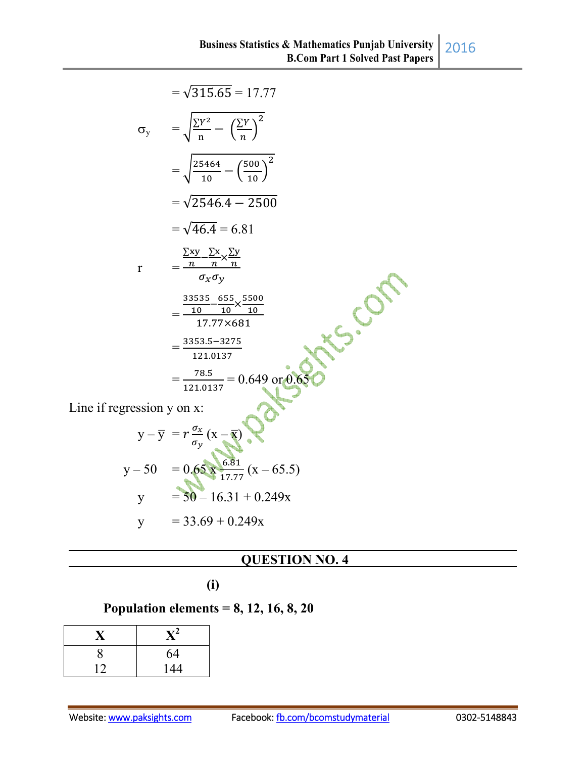$= \sqrt{315.65} = 17.77$

$$\sigma_y = \sqrt{\frac{\sum Y^2}{n} - \left(\frac{\sum Y}{n}\right)^2}$$

$$= \sqrt{\frac{25464}{10} - \left(\frac{500}{10}\right)^2}$$

$$= \sqrt{2546.4 - 2500}$$

$$= \sqrt{46.4} = 6.81$$

$$r = \frac{\frac{\sum xy}{n} - \frac{\sum x}{n} \times \frac{\sum y}{n}}{\sigma_x \sigma_y}$$

$$= \frac{\frac{33535}{10} - \frac{655}{10} \times \frac{5500}{10}}{17.77 \times 681}$$

$$= \frac{3353.5 - 3275}{121.0137}$$

$$= \frac{78.5}{121.0137} = 0.649 \text{ or } 0.65$$

Line if regression y on x:

$$y - \bar{y} = r\frac{\sigma_x}{\sigma_y}(x - \bar{x})$$

$$y - 50 = 0.65 \times \frac{6.81}{17.77}(x - 65.5)$$

$$y = 50 - 16.31 + 0.249x$$

$$y = 33.69 + 0.249x$$

---

## QUESTION NO. 4

**(i)**

**Population elements = 8, 12, 16, 8, 20**

| X | $X^2$ |
|---|---|
| 8 | 64 |
| 12 | 144 |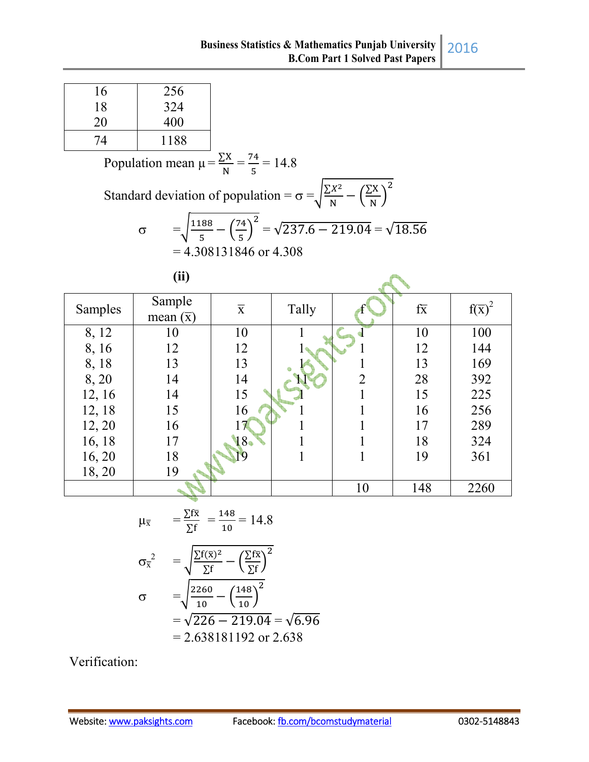| | |
|---|---|
| 16 | 256 |
| 18 | 324 |
| 20 | 400 |
| 74 | 1188 |

Population mean $\mu = \frac{\sum X}{N} = \frac{74}{5} = 14.8$

Standard deviation of population $= \sigma = \sqrt{\frac{\sum X^2}{N} - \left(\frac{\sum X}{N}\right)^2}$

$$\sigma = \sqrt{\frac{1188}{5} - \left(\frac{74}{5}\right)^2} = \sqrt{237.6 - 219.04} = \sqrt{18.56}$$

$= 4.308131846$ or $4.308$

**(ii)**

| Samples | Sample mean ($\bar{x}$) | $\bar{x}$ | Tally | f | $f\bar{x}$ | $f(\bar{x})^2$ |
|---|---|---|---|---|---|---|
| 8, 12 | 10 | 10 | 1 | 1 | 10 | 100 |
| 8, 16 | 12 | 12 | 1 | 1 | 12 | 144 |
| 8, 18 | 13 | 13 | 1 | 1 | 13 | 169 |
| 8, 20 | 14 | 14 | 11 | 2 | 28 | 392 |
| 12, 16 | 14 | 15 | 1 | 1 | 15 | 225 |
| 12, 18 | 15 | 16 | 1 | 1 | 16 | 256 |
| 12, 20 | 16 | 17 | 1 | 1 | 17 | 289 |
| 16, 18 | 17 | 18 | 1 | 1 | 18 | 324 |
| 16, 20 | 18 | 19 | 1 | 1 | 19 | 361 |
| 18, 20 | 19 | | | | | |
| | | | | 10 | 148 | 2260 |

$$\mu_{\bar{x}} = \frac{\sum f\bar{x}}{\sum f} = \frac{148}{10} = 14.8$$

$$\sigma_{\bar{x}}^2 = \sqrt{\frac{\sum f(\bar{x})^2}{\sum f} - \left(\frac{\sum f\bar{x}}{\sum f}\right)^2}$$

$$\sigma = \sqrt{\frac{2260}{10} - \left(\frac{148}{10}\right)^2}$$

$= \sqrt{226 - 219.04} = \sqrt{6.96}$

$= 2.638181192$ or $2.638$

Verification: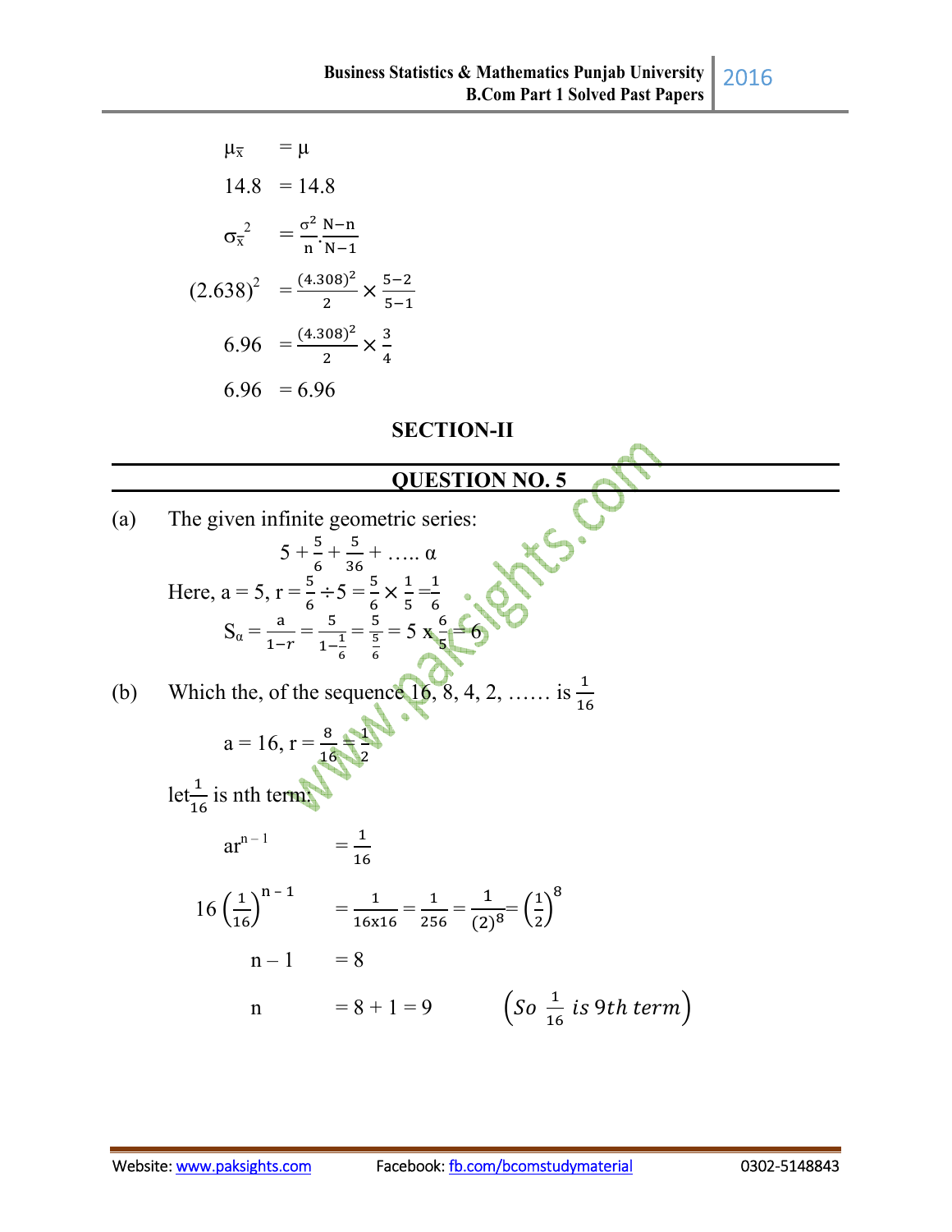$$\mu_{\bar{x}} = \mu$$

$$14.8 = 14.8$$

$$\sigma_{\bar{x}}^2 = \frac{\sigma^2}{n} \cdot \frac{N-n}{N-1}$$

$$(2.638)^2 = \frac{(4.308)^2}{2} \times \frac{5-2}{5-1}$$

$$6.96 = \frac{(4.308)^2}{2} \times \frac{3}{4}$$

$$6.96 = 6.96$$

## SECTION-II

## QUESTION NO. 5

(a) The given infinite geometric series:

$$5 + \frac{5}{6} + \frac{5}{36} + \ldots.. \alpha$$

Here, $a = 5$, $r = \frac{5}{6} \div 5 = \frac{5}{6} \times \frac{1}{5} = \frac{1}{6}$

$$S_\alpha = \frac{a}{1-r} = \frac{5}{1-\frac{1}{6}} = \frac{5}{\frac{5}{6}} = 5 \times \frac{6}{5} = 6$$

(b) Which the, of the sequence 16, 8, 4, 2, …… is $\frac{1}{16}$

$$a = 16, r = \frac{8}{16} = \frac{1}{2}$$

let $\frac{1}{16}$ is nth term:

$$ar^{n-1} = \frac{1}{16}$$

$$16\left(\frac{1}{16}\right)^{n-1} = \frac{1}{16 \text{x} 16} = \frac{1}{256} = \frac{1}{(2)^8} = \left(\frac{1}{2}\right)^8$$

$$n - 1 = 8$$

$$n = 8 + 1 = 9 \qquad \left(So\ \frac{1}{16}\ is\ 9th\ term\right)$$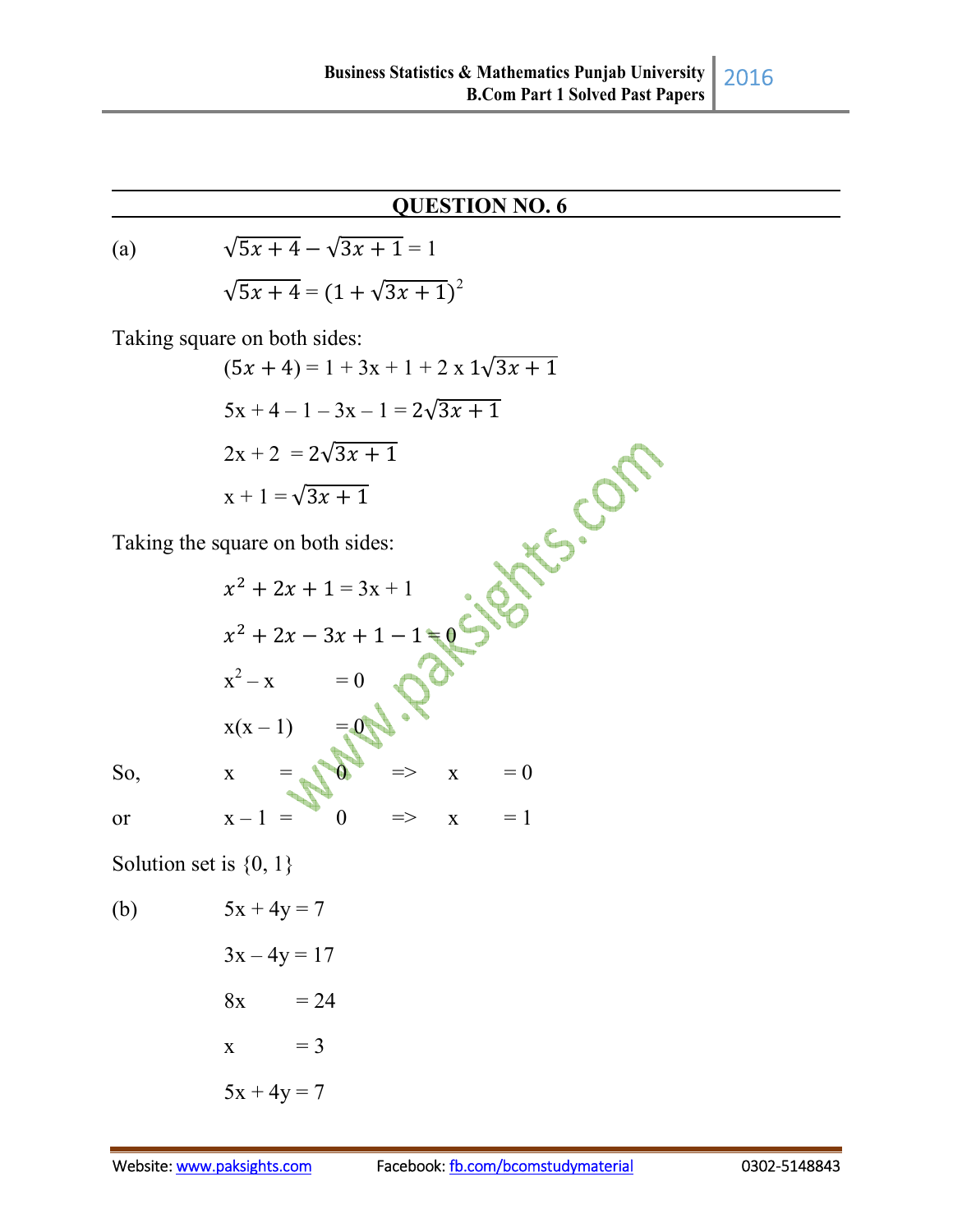## QUESTION NO. 6

(a) $\sqrt{5x+4} - \sqrt{3x+1} = 1$

$\sqrt{5x+4} = (1 + \sqrt{3x+1})^2$

Taking square on both sides:

$(5x+4) = 1 + 3x + 1 + 2 \text{ x } 1\sqrt{3x+1}$

$5x + 4 - 1 - 3x - 1 = 2\sqrt{3x+1}$

$2x + 2 = 2\sqrt{3x+1}$

$x + 1 = \sqrt{3x+1}$

Taking the square on both sides:

$x^2 + 2x + 1 = 3x + 1$

$x^2 + 2x - 3x + 1 - 1 = 0$

$x^2 - x = 0$

$x(x - 1) = 0$

So, $x = 0 \Rightarrow x = 0$

or $x - 1 = 0 \Rightarrow x = 1$

Solution set is {0, 1}

(b) $5x + 4y = 7$

$3x - 4y = 17$

$8x = 24$

$x = 3$

$5x + 4y = 7$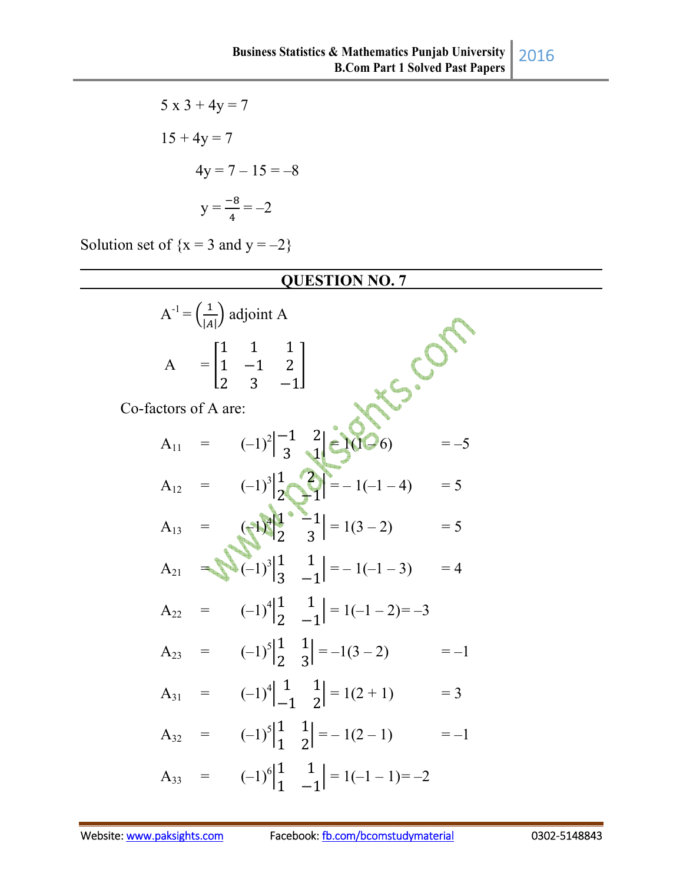$5 \times 3 + 4y = 7$

$15 + 4y = 7$

$4y = 7 - 15 = -8$

$y = \frac{-8}{4} = -2$

Solution set of {x = 3 and y = –2}

## QUESTION NO. 7

$A^{-1} = \left(\frac{1}{|A|}\right)$ adjoint A

$$A = \begin{bmatrix} 1 & 1 & 1 \\ 1 & -1 & 2 \\ 2 & 3 & -1 \end{bmatrix}$$

Co-factors of A are:

$A_{11} = (-1)^2 \begin{vmatrix} -1 & 2 \\ 3 & 1 \end{vmatrix} = 1(1 - 6) = -5$

$A_{12} = (-1)^3 \begin{vmatrix} 1 & 2 \\ 2 & -1 \end{vmatrix} = -1(-1 - 4) = 5$

$A_{13} = (-1)^4 \begin{vmatrix} 1 & -1 \\ 2 & 3 \end{vmatrix} = 1(3 - 2) = 5$

$A_{21} = (-1)^3 \begin{vmatrix} 1 & 1 \\ 3 & -1 \end{vmatrix} = -1(-1 - 3) = 4$

$A_{22} = (-1)^4 \begin{vmatrix} 1 & 1 \\ 2 & -1 \end{vmatrix} = 1(-1 - 2) = -3$

$A_{23} = (-1)^5 \begin{vmatrix} 1 & 1 \\ 2 & 3 \end{vmatrix} = -1(3 - 2) = -1$

$A_{31} = (-1)^4 \begin{vmatrix} 1 & 1 \\ -1 & 2 \end{vmatrix} = 1(2 + 1) = 3$

$A_{32} = (-1)^5 \begin{vmatrix} 1 & 1 \\ 1 & 2 \end{vmatrix} = -1(2 - 1) = -1$

$A_{33} = (-1)^6 \begin{vmatrix} 1 & 1 \\ 1 & -1 \end{vmatrix} = 1(-1 - 1) = -2$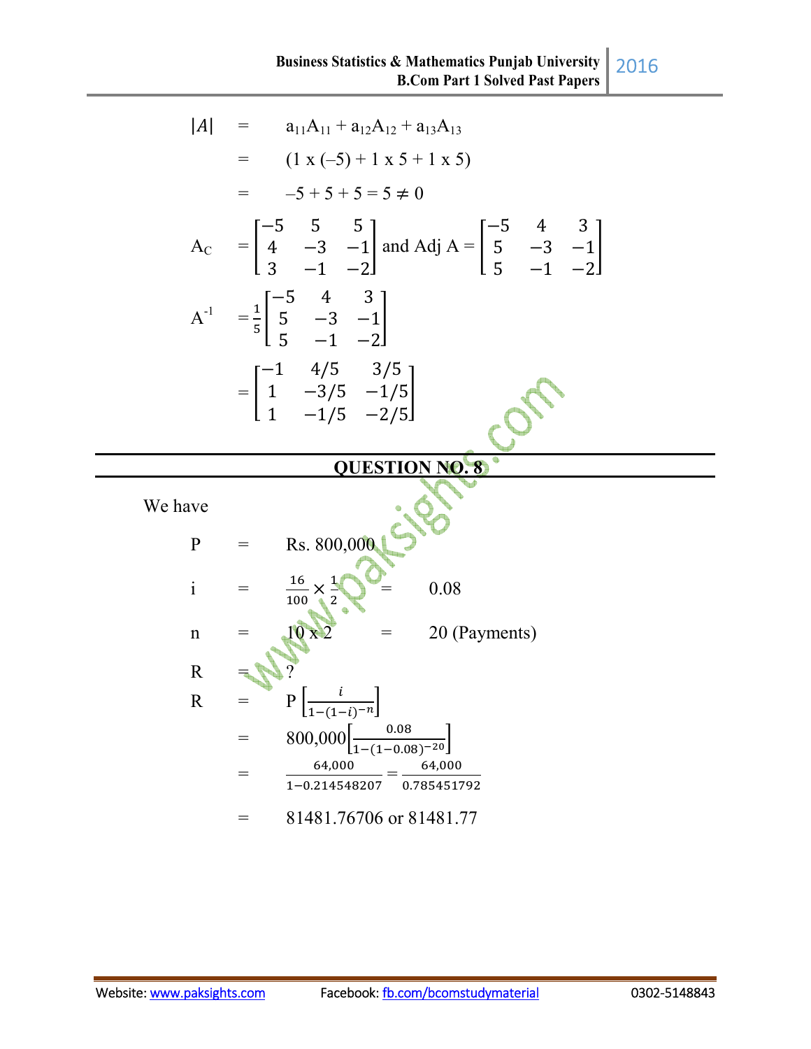$$|A| = a_{11}A_{11} + a_{12}A_{12} + a_{13}A_{13}$$

$$= (1 \times (-5) + 1 \times 5 + 1 \times 5)$$

$$= -5 + 5 + 5 = 5 \neq 0$$

$$A_C = \begin{bmatrix} -5 & 5 & 5 \\ 4 & -3 & -1 \\ 3 & -1 & -2 \end{bmatrix} \text{ and Adj } A = \begin{bmatrix} -5 & 4 & 3 \\ 5 & -3 & -1 \\ 5 & -1 & -2 \end{bmatrix}$$

$$A^{-1} = \frac{1}{5}\begin{bmatrix} -5 & 4 & 3 \\ 5 & -3 & -1 \\ 5 & -1 & -2 \end{bmatrix}$$

$$= \begin{bmatrix} -1 & 4/5 & 3/5 \\ 1 & -3/5 & -1/5 \\ 1 & -1/5 & -2/5 \end{bmatrix}$$

## QUESTION NO. 8

We have

$$P = \text{Rs. } 800{,}000$$

$$i = \frac{16}{100} \times \frac{1}{2} = 0.08$$

$$n = 10 \times 2 = 20 \text{ (Payments)}$$

$$R = ?$$

$$R = P\left[\frac{i}{1-(1-i)^{-n}}\right]$$

$$= 800{,}000\left[\frac{0.08}{1-(1-0.08)^{-20}}\right]$$

$$= \frac{64{,}000}{1-0.214548207} = \frac{64{,}000}{0.785451792}$$

$$= 81481.76706 \text{ or } 81481.77$$